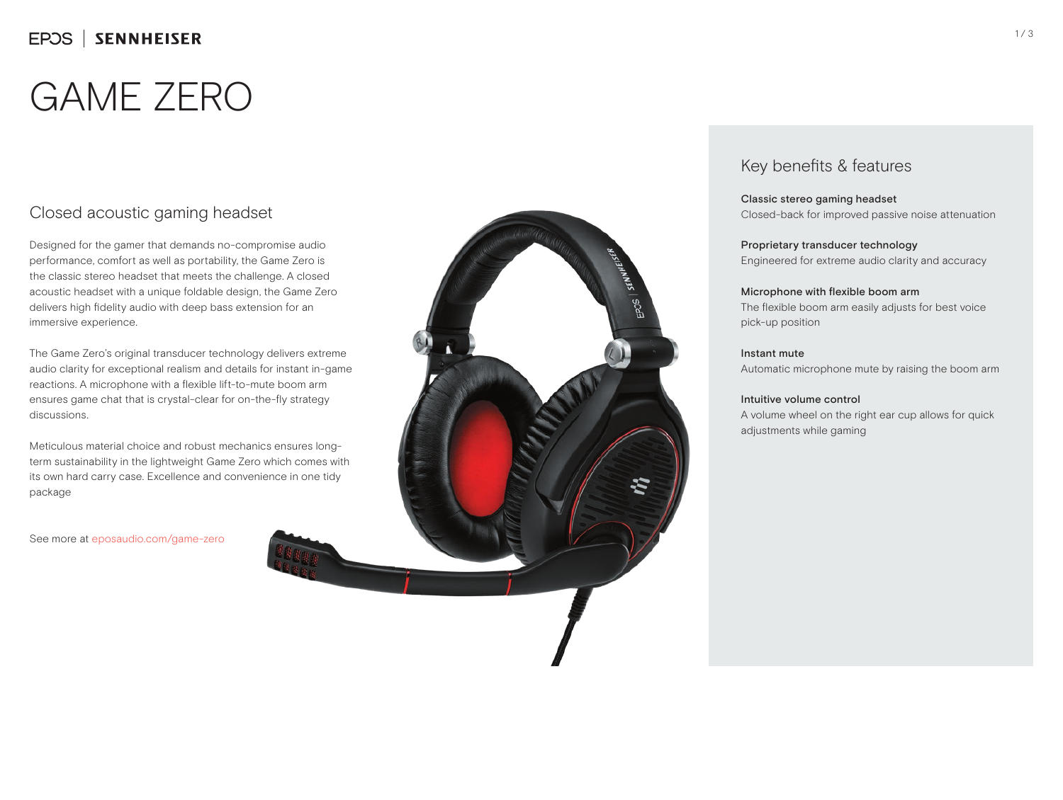# GAME ZERO

## Closed acoustic gaming headset

Designed for the gamer that demands no-compromise audio performance, comfort as well as portability, the Game Zero is the classic stereo headset that meets the challenge. A closed acoustic headset with a unique foldable design, the Game Zero delivers high fidelity audio with deep bass extension for an immersive experience.

The Game Zero's original transducer technology delivers extreme audio clarity for exceptional realism and details for instant in-game reactions. A microphone with a flexible lift-to-mute boom arm ensures game chat that is crystal-clear for on-the-fly strategy discussions.

Meticulous material choice and robust mechanics ensures long-term sustainability in the lightweight Game Zero which comes with its own hard carry case. Excellence and convenience in one tidy package

See more at eposaudio.com/game-zero

## Key benefits & features

**Classic stereo gaming headset**
Closed-back for improved passive noise attenuation

**Proprietary transducer technology**
Engineered for extreme audio clarity and accuracy

**Microphone with flexible boom arm**
The flexible boom arm easily adjusts for best voice pick-up position

**Instant mute**
Automatic microphone mute by raising the boom arm

**Intuitive volume control**
A volume wheel on the right ear cup allows for quick adjustments while gaming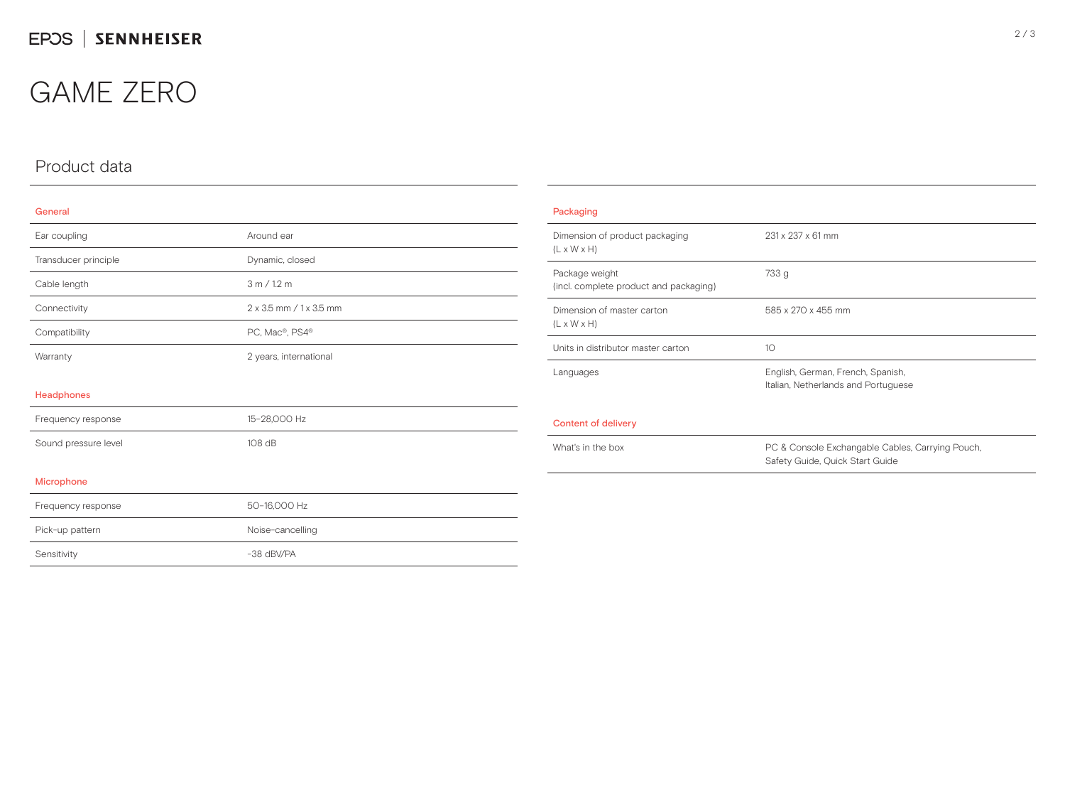# GAME ZERO

## Product data

### General

| | |
|---|---|
| Ear coupling | Around ear |
| Transducer principle | Dynamic, closed |
| Cable length | 3 m / 1.2 m |
| Connectivity | 2 x 3.5 mm / 1 x 3.5 mm |
| Compatibility | PC, Mac®, PS4® |
| Warranty | 2 years, international |

### Headphones

| | |
|---|---|
| Frequency response | 15–28,000 Hz |
| Sound pressure level | 108 dB |

### Microphone

| | |
|---|---|
| Frequency response | 50–16,000 Hz |
| Pick-up pattern | Noise-cancelling |
| Sensitivity | -38 dBV/PA |

### Packaging

| | |
|---|---|
| Dimension of product packaging (L x W x H) | 231 x 237 x 61 mm |
| Package weight (incl. complete product and packaging) | 733 g |
| Dimension of master carton (L x W x H) | 585 x 270 x 455 mm |
| Units in distributor master carton | 10 |
| Languages | English, German, French, Spanish, Italian, Netherlands and Portuguese |

### Content of delivery

| | |
|---|---|
| What's in the box | PC & Console Exchangable Cables, Carrying Pouch, Safety Guide, Quick Start Guide |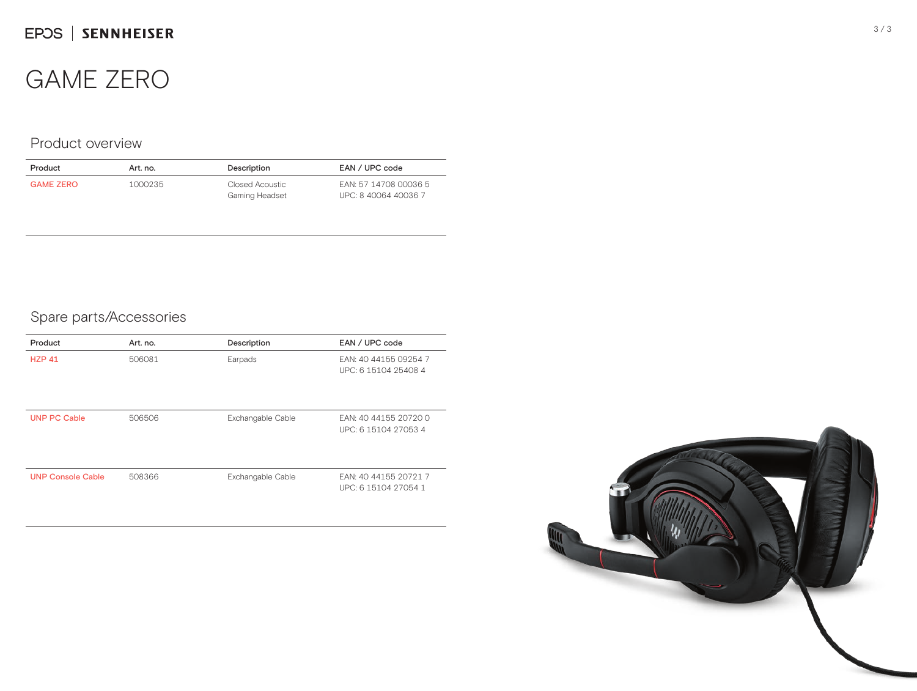# GAME ZERO

## Product overview

| Product | Art. no. | Description | EAN / UPC code |
| --- | --- | --- | --- |
| GAME ZERO | 1000235 | Closed Acoustic Gaming Headset | EAN: 57 14708 00036 5<br>UPC: 8 40064 40036 7 |

## Spare parts/Accessories

| Product | Art. no. | Description | EAN / UPC code |
| --- | --- | --- | --- |
| HZP 41 | 506081 | Earpads | EAN: 40 44155 09254 7<br>UPC: 6 15104 25408 4 |
| UNP PC Cable | 506506 | Exchangable Cable | EAN: 40 44155 20720 0<br>UPC: 6 15104 27053 4 |
| UNP Console Cable | 508366 | Exchangable Cable | EAN: 40 44155 20721 7<br>UPC: 6 15104 27054 1 |